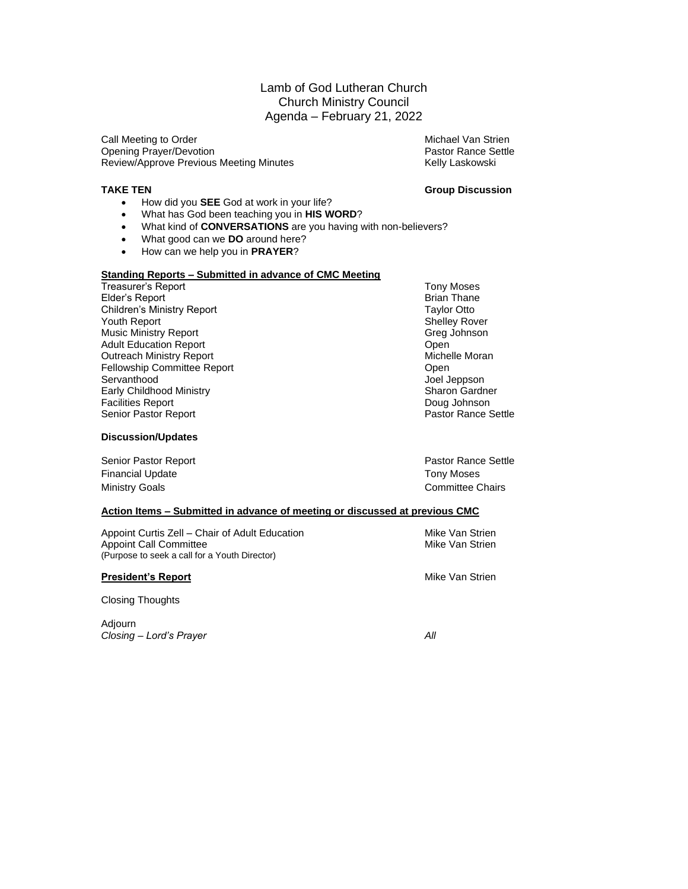# Lamb of God Lutheran Church
## Church Ministry Council
## Agenda – February 21, 2022

| | |
|---|---|
| Call Meeting to Order | Michael Van Strien |
| Opening Prayer/Devotion | Pastor Rance Settle |
| Review/Approve Previous Meeting Minutes | Kelly Laskowski |

**TAKE TEN** — **Group Discussion**

- How did you **SEE** God at work in your life?
- What has God been teaching you in **HIS WORD**?
- What kind of **CONVERSATIONS** are you having with non-believers?
- What good can we **DO** around here?
- How can we help you in **PRAYER**?

**Standing Reports – Submitted in advance of CMC Meeting**

| | |
|---|---|
| Treasurer's Report | Tony Moses |
| Elder's Report | Brian Thane |
| Children's Ministry Report | Taylor Otto |
| Youth Report | Shelley Rover |
| Music Ministry Report | Greg Johnson |
| Adult Education Report | Open |
| Outreach Ministry Report | Michelle Moran |
| Fellowship Committee Report | Open |
| Servanthood | Joel Jeppson |
| Early Childhood Ministry | Sharon Gardner |
| Facilities Report | Doug Johnson |
| Senior Pastor Report | Pastor Rance Settle |

**Discussion/Updates**

| | |
|---|---|
| Senior Pastor Report | Pastor Rance Settle |
| Financial Update | Tony Moses |
| Ministry Goals | Committee Chairs |

**Action Items – Submitted in advance of meeting or discussed at previous CMC**

| | |
|---|---|
| Appoint Curtis Zell – Chair of Adult Education | Mike Van Strien |
| Appoint Call Committee<br>(Purpose to seek a call for a Youth Director) | Mike Van Strien |

**President's Report** — Mike Van Strien

Closing Thoughts

Adjourn

*Closing – Lord's Prayer* — *All*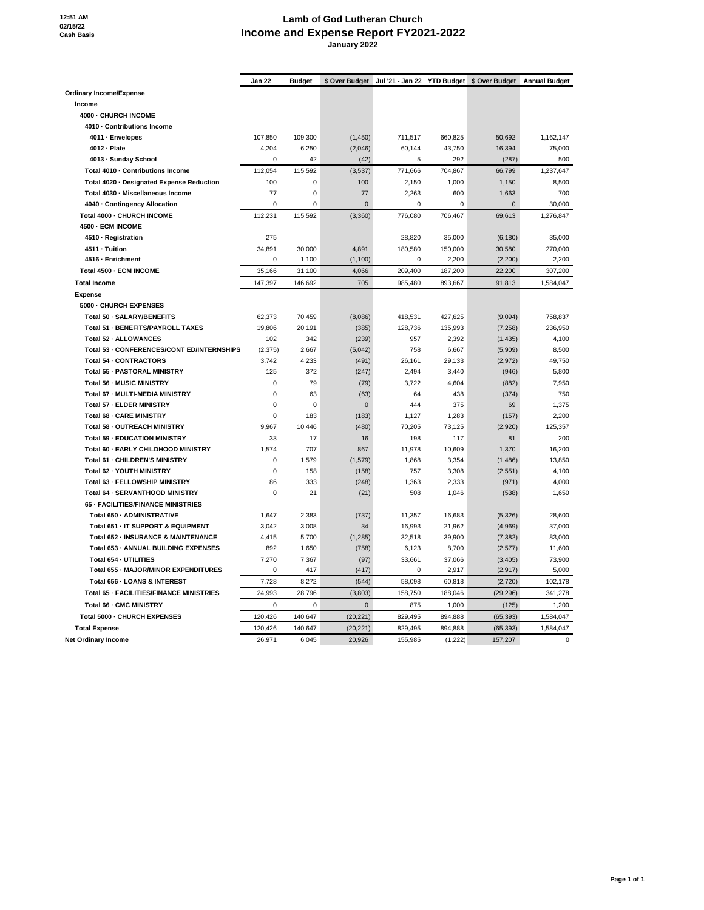12:51 AM
02/15/22
Cash Basis

# Lamb of God Lutheran Church
## Income and Expense Report FY2021-2022
### January 2022

| | Jan 22 | Budget | $ Over Budget | Jul '21 - Jan 22 | YTD Budget | $ Over Budget | Annual Budget |
|---|---|---|---|---|---|---|---|
| **Ordinary Income/Expense** | | | | | | | |
| **Income** | | | | | | | |
| **4000 · CHURCH INCOME** | | | | | | | |
| **4010 · Contributions Income** | | | | | | | |
| **4011 · Envelopes** | 107,850 | 109,300 | (1,450) | 711,517 | 660,825 | 50,692 | 1,162,147 |
| **4012 · Plate** | 4,204 | 6,250 | (2,046) | 60,144 | 43,750 | 16,394 | 75,000 |
| **4013 · Sunday School** | 0 | 42 | (42) | 5 | 292 | (287) | 500 |
| **Total 4010 · Contributions Income** | 112,054 | 115,592 | (3,537) | 771,666 | 704,867 | 66,799 | 1,237,647 |
| **Total 4020 · Designated Expense Reduction** | 100 | 0 | 100 | 2,150 | 1,000 | 1,150 | 8,500 |
| **Total 4030 · Miscellaneous Income** | 77 | 0 | 77 | 2,263 | 600 | 1,663 | 700 |
| **4040 · Contingency Allocation** | 0 | 0 | 0 | 0 | 0 | 0 | 30,000 |
| **Total 4000 · CHURCH INCOME** | 112,231 | 115,592 | (3,360) | 776,080 | 706,467 | 69,613 | 1,276,847 |
| **4500 · ECM INCOME** | | | | | | | |
| **4510 · Registration** | 275 | | | 28,820 | 35,000 | (6,180) | 35,000 |
| **4511 · Tuition** | 34,891 | 30,000 | 4,891 | 180,580 | 150,000 | 30,580 | 270,000 |
| **4516 · Enrichment** | 0 | 1,100 | (1,100) | 0 | 2,200 | (2,200) | 2,200 |
| **Total 4500 · ECM INCOME** | 35,166 | 31,100 | 4,066 | 209,400 | 187,200 | 22,200 | 307,200 |
| **Total Income** | 147,397 | 146,692 | 705 | 985,480 | 893,667 | 91,813 | 1,584,047 |
| **Expense** | | | | | | | |
| **5000 · CHURCH EXPENSES** | | | | | | | |
| **Total 50 · SALARY/BENEFITS** | 62,373 | 70,459 | (8,086) | 418,531 | 427,625 | (9,094) | 758,837 |
| **Total 51 · BENEFITS/PAYROLL TAXES** | 19,806 | 20,191 | (385) | 128,736 | 135,993 | (7,258) | 236,950 |
| **Total 52 · ALLOWANCES** | 102 | 342 | (239) | 957 | 2,392 | (1,435) | 4,100 |
| **Total 53 · CONFERENCES/CONT ED/INTERNSHIPS** | (2,375) | 2,667 | (5,042) | 758 | 6,667 | (5,909) | 8,500 |
| **Total 54 · CONTRACTORS** | 3,742 | 4,233 | (491) | 26,161 | 29,133 | (2,972) | 49,750 |
| **Total 55 · PASTORAL MINISTRY** | 125 | 372 | (247) | 2,494 | 3,440 | (946) | 5,800 |
| **Total 56 · MUSIC MINISTRY** | 0 | 79 | (79) | 3,722 | 4,604 | (882) | 7,950 |
| **Total 67 · MULTI-MEDIA MINISTRY** | 0 | 63 | (63) | 64 | 438 | (374) | 750 |
| **Total 57 · ELDER MINISTRY** | 0 | 0 | 0 | 444 | 375 | 69 | 1,375 |
| **Total 68 · CARE MINISTRY** | 0 | 183 | (183) | 1,127 | 1,283 | (157) | 2,200 |
| **Total 58 · OUTREACH MINISTRY** | 9,967 | 10,446 | (480) | 70,205 | 73,125 | (2,920) | 125,357 |
| **Total 59 · EDUCATION MINISTRY** | 33 | 17 | 16 | 198 | 117 | 81 | 200 |
| **Total 60 · EARLY CHILDHOOD MINISTRY** | 1,574 | 707 | 867 | 11,978 | 10,609 | 1,370 | 16,200 |
| **Total 61 · CHILDREN'S MINISTRY** | 0 | 1,579 | (1,579) | 1,868 | 3,354 | (1,486) | 13,850 |
| **Total 62 · YOUTH MINISTRY** | 0 | 158 | (158) | 757 | 3,308 | (2,551) | 4,100 |
| **Total 63 · FELLOWSHIP MINISTRY** | 86 | 333 | (248) | 1,363 | 2,333 | (971) | 4,000 |
| **Total 64 · SERVANTHOOD MINISTRY** | 0 | 21 | (21) | 508 | 1,046 | (538) | 1,650 |
| **65 · FACILITIES/FINANCE MINISTRIES** | | | | | | | |
| **Total 650 · ADMINISTRATIVE** | 1,647 | 2,383 | (737) | 11,357 | 16,683 | (5,326) | 28,600 |
| **Total 651 · IT SUPPORT & EQUIPMENT** | 3,042 | 3,008 | 34 | 16,993 | 21,962 | (4,969) | 37,000 |
| **Total 652 · INSURANCE & MAINTENANCE** | 4,415 | 5,700 | (1,285) | 32,518 | 39,900 | (7,382) | 83,000 |
| **Total 653 · ANNUAL BUILDING EXPENSES** | 892 | 1,650 | (758) | 6,123 | 8,700 | (2,577) | 11,600 |
| **Total 654 · UTILITIES** | 7,270 | 7,367 | (97) | 33,661 | 37,066 | (3,405) | 73,900 |
| **Total 655 · MAJOR/MINOR EXPENDITURES** | 0 | 417 | (417) | 0 | 2,917 | (2,917) | 5,000 |
| **Total 656 · LOANS & INTEREST** | 7,728 | 8,272 | (544) | 58,098 | 60,818 | (2,720) | 102,178 |
| **Total 65 · FACILITIES/FINANCE MINISTRIES** | 24,993 | 28,796 | (3,803) | 158,750 | 188,046 | (29,296) | 341,278 |
| **Total 66 · CMC MINISTRY** | 0 | 0 | 0 | 875 | 1,000 | (125) | 1,200 |
| **Total 5000 · CHURCH EXPENSES** | 120,426 | 140,647 | (20,221) | 829,495 | 894,888 | (65,393) | 1,584,047 |
| **Total Expense** | 120,426 | 140,647 | (20,221) | 829,495 | 894,888 | (65,393) | 1,584,047 |
| **Net Ordinary Income** | 26,971 | 6,045 | 20,926 | 155,985 | (1,222) | 157,207 | 0 |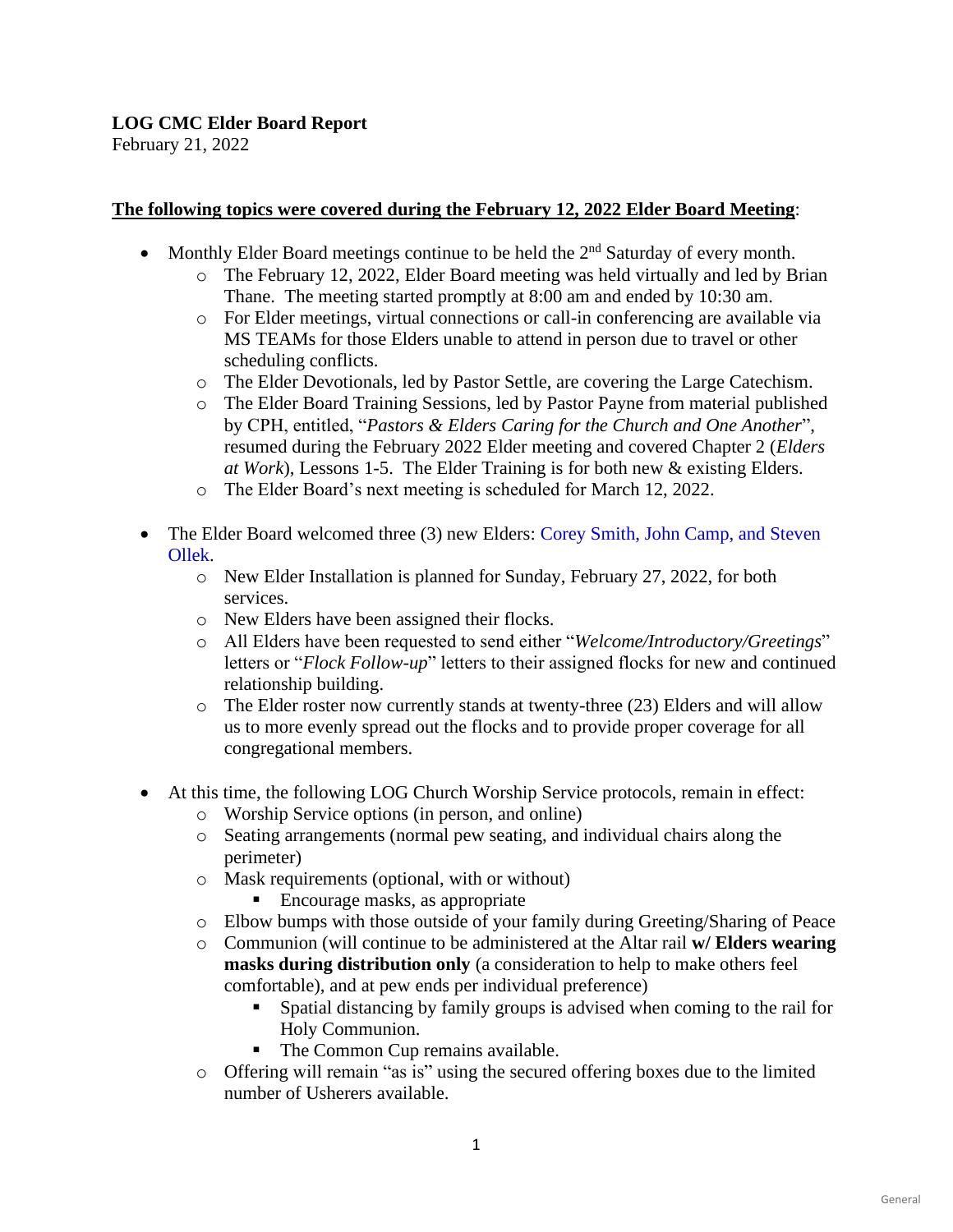**LOG CMC Elder Board Report**
February 21, 2022

**The following topics were covered during the February 12, 2022 Elder Board Meeting:**

- Monthly Elder Board meetings continue to be held the 2nd Saturday of every month.
  - The February 12, 2022, Elder Board meeting was held virtually and led by Brian Thane. The meeting started promptly at 8:00 am and ended by 10:30 am.
  - For Elder meetings, virtual connections or call-in conferencing are available via MS TEAMs for those Elders unable to attend in person due to travel or other scheduling conflicts.
  - The Elder Devotionals, led by Pastor Settle, are covering the Large Catechism.
  - The Elder Board Training Sessions, led by Pastor Payne from material published by CPH, entitled, "*Pastors & Elders Caring for the Church and One Another*", resumed during the February 2022 Elder meeting and covered Chapter 2 (*Elders at Work*), Lessons 1-5. The Elder Training is for both new & existing Elders.
  - The Elder Board's next meeting is scheduled for March 12, 2022.

- The Elder Board welcomed three (3) new Elders: Corey Smith, John Camp, and Steven Ollek.
  - New Elder Installation is planned for Sunday, February 27, 2022, for both services.
  - New Elders have been assigned their flocks.
  - All Elders have been requested to send either "*Welcome/Introductory/Greetings*" letters or "*Flock Follow-up*" letters to their assigned flocks for new and continued relationship building.
  - The Elder roster now currently stands at twenty-three (23) Elders and will allow us to more evenly spread out the flocks and to provide proper coverage for all congregational members.

- At this time, the following LOG Church Worship Service protocols, remain in effect:
  - Worship Service options (in person, and online)
  - Seating arrangements (normal pew seating, and individual chairs along the perimeter)
  - Mask requirements (optional, with or without)
    - Encourage masks, as appropriate
  - Elbow bumps with those outside of your family during Greeting/Sharing of Peace
  - Communion (will continue to be administered at the Altar rail **w/ Elders wearing masks during distribution only** (a consideration to help to make others feel comfortable), and at pew ends per individual preference)
    - Spatial distancing by family groups is advised when coming to the rail for Holy Communion.
    - The Common Cup remains available.
  - Offering will remain "as is" using the secured offering boxes due to the limited number of Usherers available.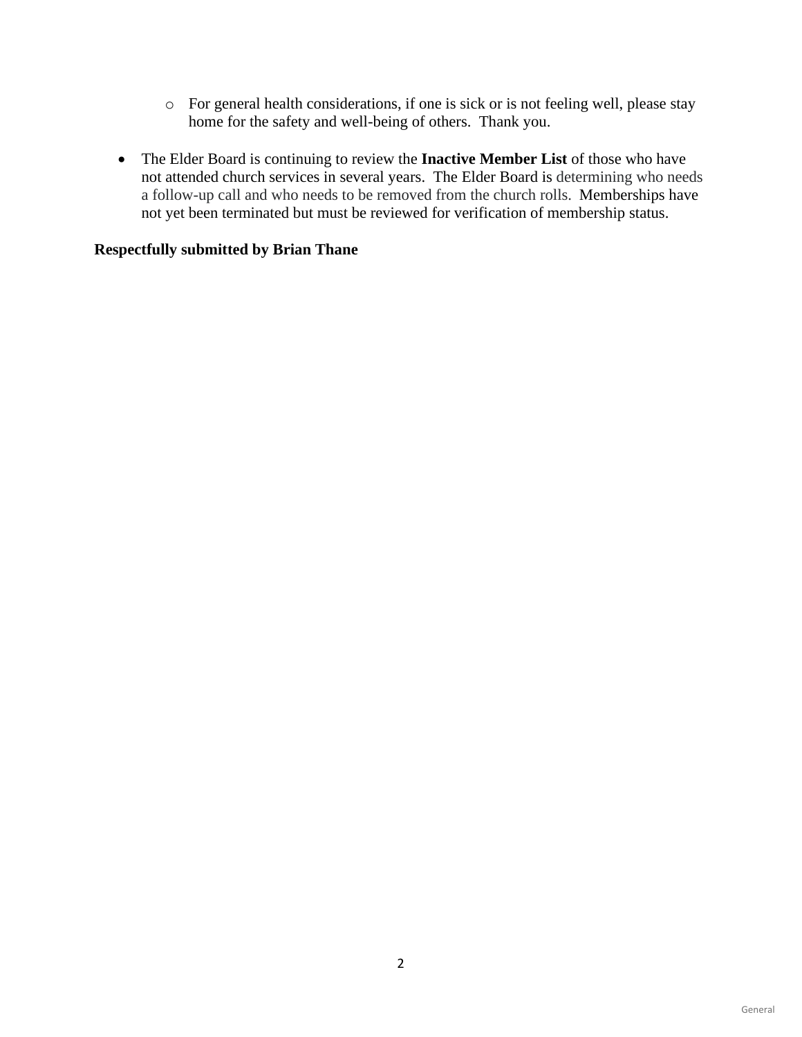- For general health considerations, if one is sick or is not feeling well, please stay home for the safety and well-being of others. Thank you.

- The Elder Board is continuing to review the **Inactive Member List** of those who have not attended church services in several years. The Elder Board is determining who needs a follow-up call and who needs to be removed from the church rolls. Memberships have not yet been terminated but must be reviewed for verification of membership status.

**Respectfully submitted by Brian Thane**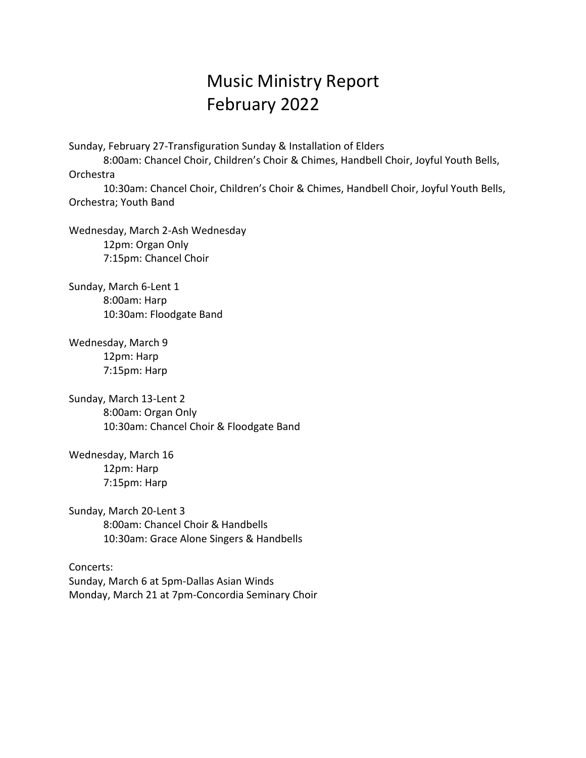# Music Ministry Report
# February 2022

Sunday, February 27-Transfiguration Sunday & Installation of Elders

8:00am: Chancel Choir, Children's Choir & Chimes, Handbell Choir, Joyful Youth Bells, Orchestra

10:30am: Chancel Choir, Children's Choir & Chimes, Handbell Choir, Joyful Youth Bells, Orchestra; Youth Band

Wednesday, March 2-Ash Wednesday

12pm: Organ Only

7:15pm: Chancel Choir

Sunday, March 6-Lent 1

8:00am: Harp

10:30am: Floodgate Band

Wednesday, March 9

12pm: Harp

7:15pm: Harp

Sunday, March 13-Lent 2

8:00am: Organ Only

10:30am: Chancel Choir & Floodgate Band

Wednesday, March 16

12pm: Harp

7:15pm: Harp

Sunday, March 20-Lent 3

8:00am: Chancel Choir & Handbells

10:30am: Grace Alone Singers & Handbells

Concerts:

Sunday, March 6 at 5pm-Dallas Asian Winds

Monday, March 21 at 7pm-Concordia Seminary Choir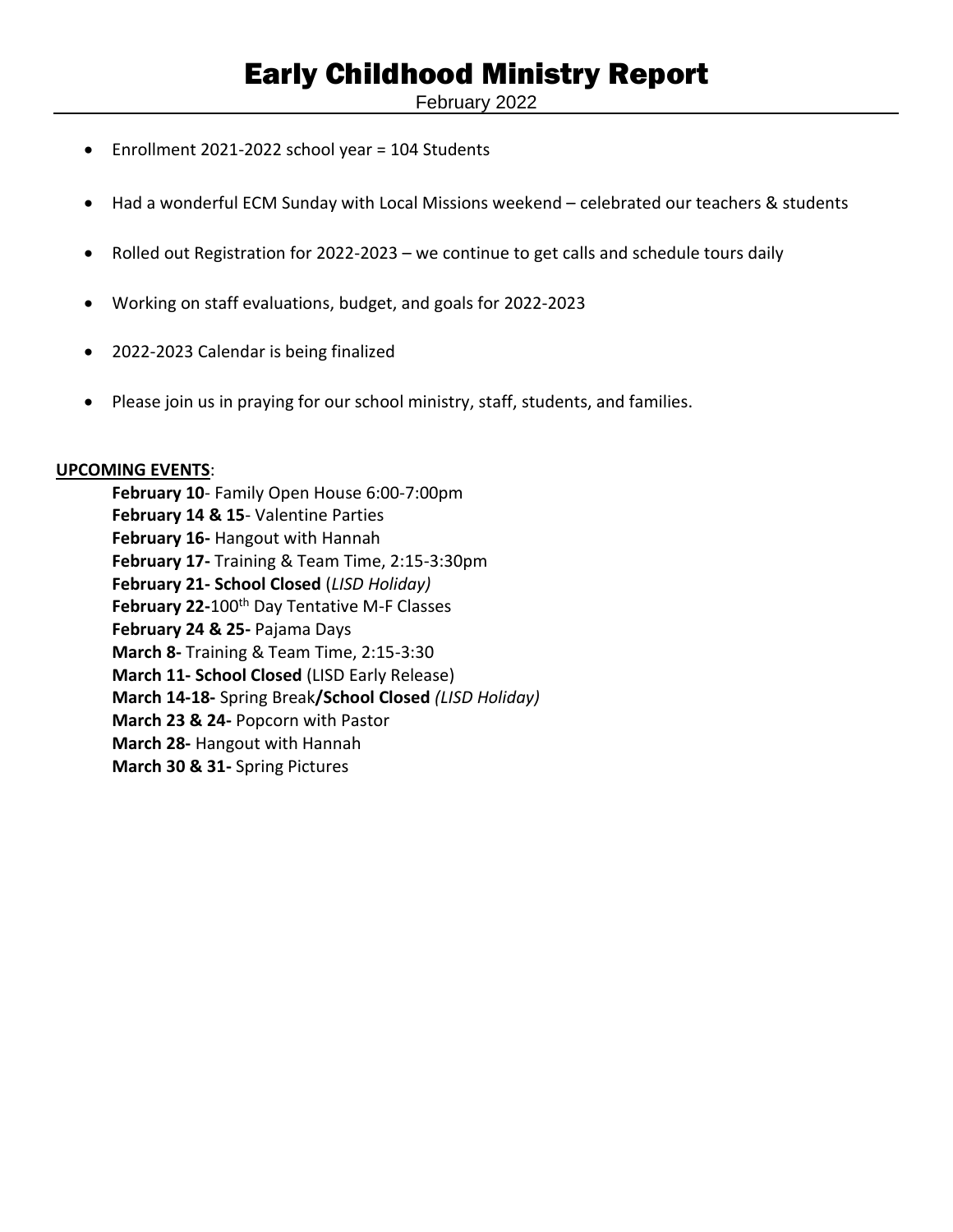# Early Childhood Ministry Report

February 2022

- Enrollment 2021-2022 school year = 104 Students
- Had a wonderful ECM Sunday with Local Missions weekend – celebrated our teachers & students
- Rolled out Registration for 2022-2023 – we continue to get calls and schedule tours daily
- Working on staff evaluations, budget, and goals for 2022-2023
- 2022-2023 Calendar is being finalized
- Please join us in praying for our school ministry, staff, students, and families.

**UPCOMING EVENTS**:

**February 10**- Family Open House 6:00-7:00pm
**February 14 & 15**- Valentine Parties
**February 16-** Hangout with Hannah
**February 17-** Training & Team Time, 2:15-3:30pm
**February 21- School Closed** (*LISD Holiday)*
**February 22-**100th Day Tentative M-F Classes
**February 24 & 25-** Pajama Days
**March 8-** Training & Team Time, 2:15-3:30
**March 11- School Closed** (LISD Early Release)
**March 14-18-** Spring Break**/School Closed** *(LISD Holiday)*
**March 23 & 24-** Popcorn with Pastor
**March 28-** Hangout with Hannah
**March 30 & 31-** Spring Pictures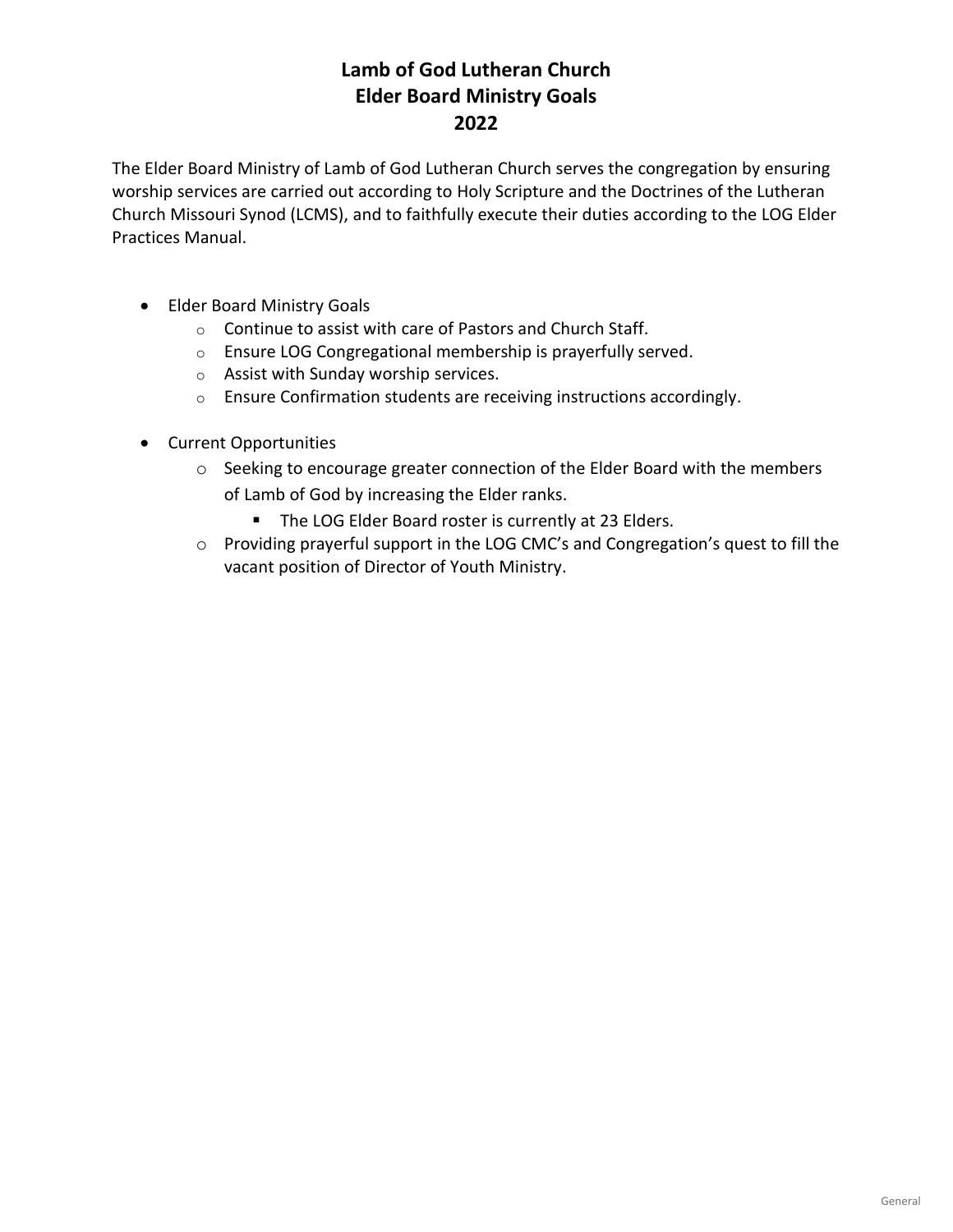# Lamb of God Lutheran Church
# Elder Board Ministry Goals
# 2022

The Elder Board Ministry of Lamb of God Lutheran Church serves the congregation by ensuring worship services are carried out according to Holy Scripture and the Doctrines of the Lutheran Church Missouri Synod (LCMS), and to faithfully execute their duties according to the LOG Elder Practices Manual.

- Elder Board Ministry Goals
  - Continue to assist with care of Pastors and Church Staff.
  - Ensure LOG Congregational membership is prayerfully served.
  - Assist with Sunday worship services.
  - Ensure Confirmation students are receiving instructions accordingly.
- Current Opportunities
  - Seeking to encourage greater connection of the Elder Board with the members of Lamb of God by increasing the Elder ranks.
    - The LOG Elder Board roster is currently at 23 Elders.
  - Providing prayerful support in the LOG CMC's and Congregation's quest to fill the vacant position of Director of Youth Ministry.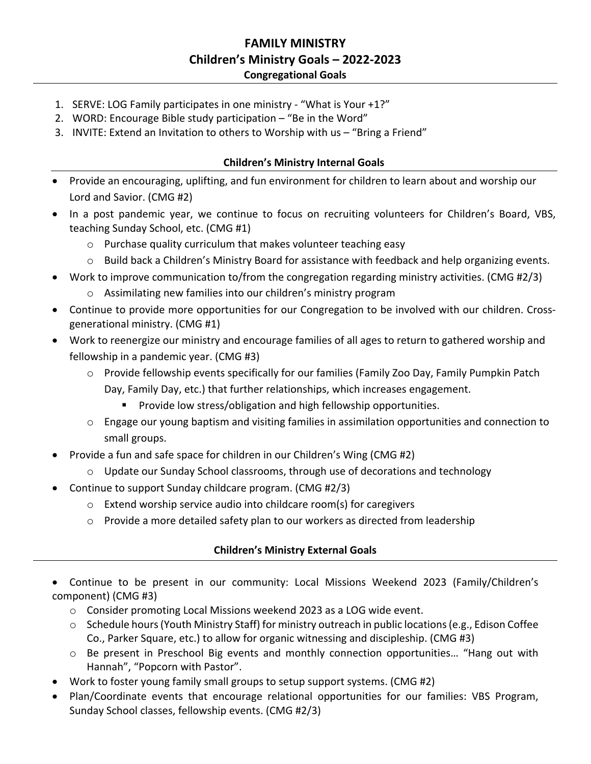# FAMILY MINISTRY

## Children's Ministry Goals – 2022-2023

### Congregational Goals

1. SERVE: LOG Family participates in one ministry - "What is Your +1?"
2. WORD: Encourage Bible study participation – "Be in the Word"
3. INVITE: Extend an Invitation to others to Worship with us – "Bring a Friend"

### Children's Ministry Internal Goals

- Provide an encouraging, uplifting, and fun environment for children to learn about and worship our Lord and Savior. (CMG #2)
- In a post pandemic year, we continue to focus on recruiting volunteers for Children's Board, VBS, teaching Sunday School, etc. (CMG #1)
  - Purchase quality curriculum that makes volunteer teaching easy
  - Build back a Children's Ministry Board for assistance with feedback and help organizing events.
- Work to improve communication to/from the congregation regarding ministry activities. (CMG #2/3)
  - Assimilating new families into our children's ministry program
- Continue to provide more opportunities for our Congregation to be involved with our children. Cross-generational ministry. (CMG #1)
- Work to reenergize our ministry and encourage families of all ages to return to gathered worship and fellowship in a pandemic year. (CMG #3)
  - Provide fellowship events specifically for our families (Family Zoo Day, Family Pumpkin Patch Day, Family Day, etc.) that further relationships, which increases engagement.
    - Provide low stress/obligation and high fellowship opportunities.
  - Engage our young baptism and visiting families in assimilation opportunities and connection to small groups.
- Provide a fun and safe space for children in our Children's Wing (CMG #2)
  - Update our Sunday School classrooms, through use of decorations and technology
- Continue to support Sunday childcare program. (CMG #2/3)
  - Extend worship service audio into childcare room(s) for caregivers
  - Provide a more detailed safety plan to our workers as directed from leadership

### Children's Ministry External Goals

- Continue to be present in our community: Local Missions Weekend 2023 (Family/Children's component) (CMG #3)
  - Consider promoting Local Missions weekend 2023 as a LOG wide event.
  - Schedule hours (Youth Ministry Staff) for ministry outreach in public locations (e.g., Edison Coffee Co., Parker Square, etc.) to allow for organic witnessing and discipleship. (CMG #3)
  - Be present in Preschool Big events and monthly connection opportunities… "Hang out with Hannah", "Popcorn with Pastor".
- Work to foster young family small groups to setup support systems. (CMG #2)
- Plan/Coordinate events that encourage relational opportunities for our families: VBS Program, Sunday School classes, fellowship events. (CMG #2/3)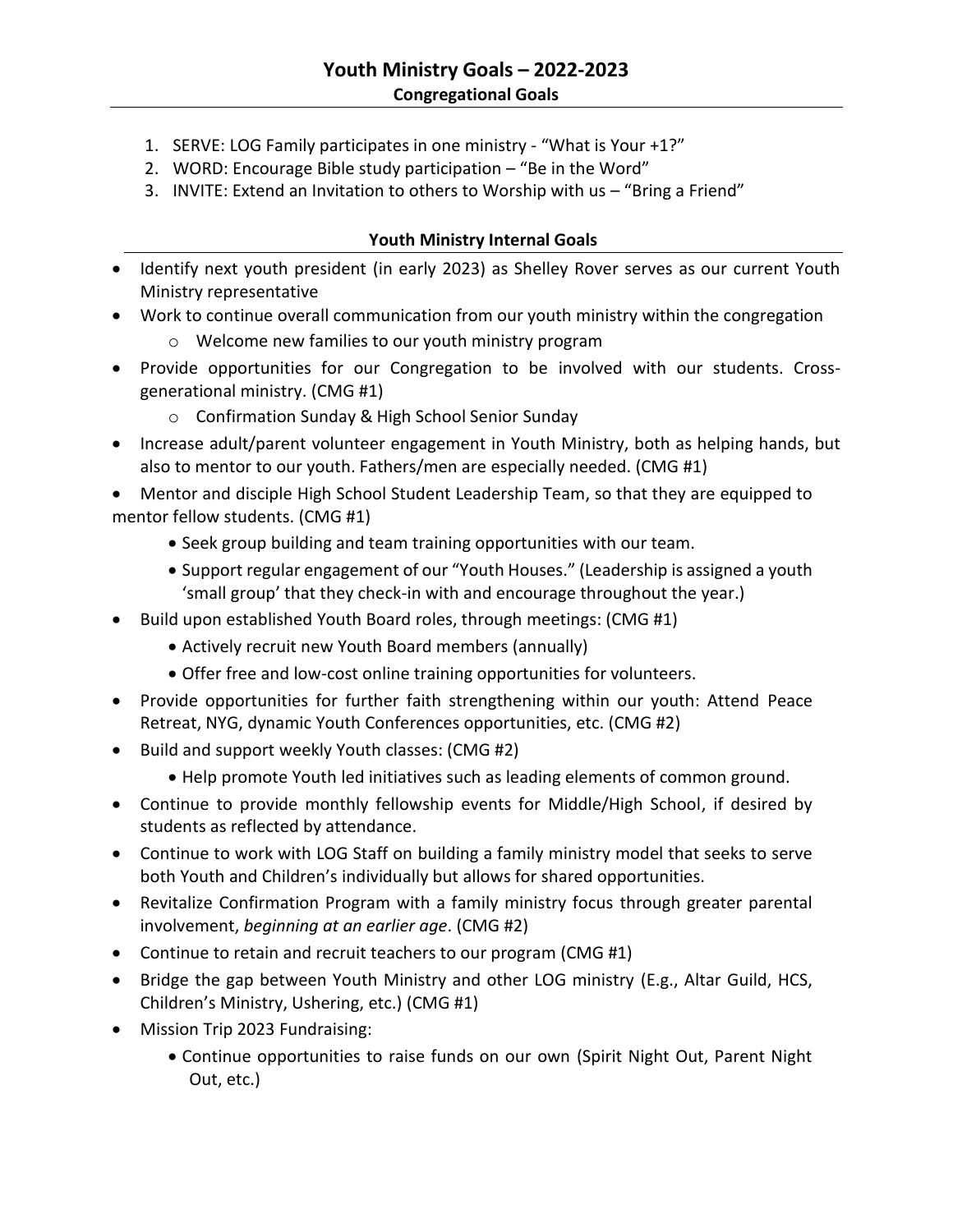# Youth Ministry Goals – 2022-2023

## Congregational Goals

1. SERVE: LOG Family participates in one ministry - "What is Your +1?"
2. WORD: Encourage Bible study participation – "Be in the Word"
3. INVITE: Extend an Invitation to others to Worship with us – "Bring a Friend"

## Youth Ministry Internal Goals

- Identify next youth president (in early 2023) as Shelley Rover serves as our current Youth Ministry representative
- Work to continue overall communication from our youth ministry within the congregation
  - Welcome new families to our youth ministry program
- Provide opportunities for our Congregation to be involved with our students. Cross-generational ministry. (CMG #1)
  - Confirmation Sunday & High School Senior Sunday
- Increase adult/parent volunteer engagement in Youth Ministry, both as helping hands, but also to mentor to our youth. Fathers/men are especially needed. (CMG #1)
- Mentor and disciple High School Student Leadership Team, so that they are equipped to mentor fellow students. (CMG #1)
  - Seek group building and team training opportunities with our team.
  - Support regular engagement of our "Youth Houses." (Leadership is assigned a youth 'small group' that they check-in with and encourage throughout the year.)
- Build upon established Youth Board roles, through meetings: (CMG #1)
  - Actively recruit new Youth Board members (annually)
  - Offer free and low-cost online training opportunities for volunteers.
- Provide opportunities for further faith strengthening within our youth: Attend Peace Retreat, NYG, dynamic Youth Conferences opportunities, etc. (CMG #2)
- Build and support weekly Youth classes: (CMG #2)
  - Help promote Youth led initiatives such as leading elements of common ground.
- Continue to provide monthly fellowship events for Middle/High School, if desired by students as reflected by attendance.
- Continue to work with LOG Staff on building a family ministry model that seeks to serve both Youth and Children's individually but allows for shared opportunities.
- Revitalize Confirmation Program with a family ministry focus through greater parental involvement, *beginning at an earlier age*. (CMG #2)
- Continue to retain and recruit teachers to our program (CMG #1)
- Bridge the gap between Youth Ministry and other LOG ministry (E.g., Altar Guild, HCS, Children's Ministry, Ushering, etc.) (CMG #1)
- Mission Trip 2023 Fundraising:
  - Continue opportunities to raise funds on our own (Spirit Night Out, Parent Night Out, etc.)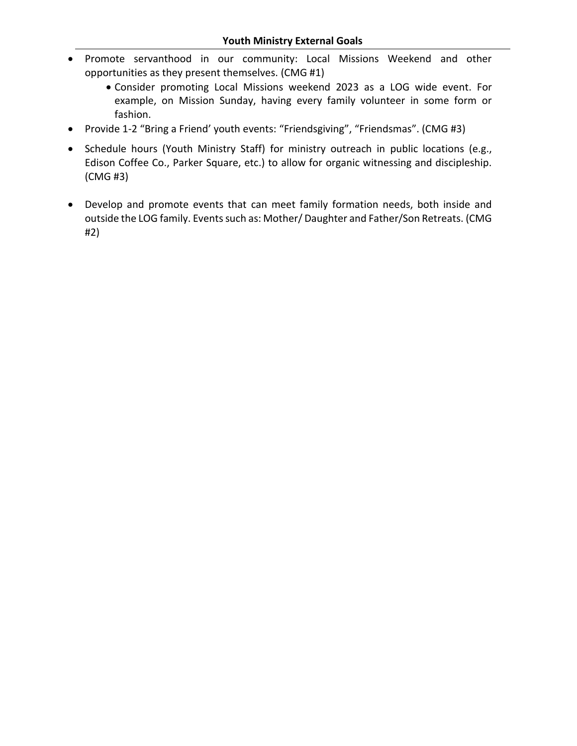## Youth Ministry External Goals

- Promote servanthood in our community: Local Missions Weekend and other opportunities as they present themselves. (CMG #1)
  - Consider promoting Local Missions weekend 2023 as a LOG wide event. For example, on Mission Sunday, having every family volunteer in some form or fashion.
- Provide 1-2 "Bring a Friend' youth events: "Friendsgiving", "Friendsmas". (CMG #3)
- Schedule hours (Youth Ministry Staff) for ministry outreach in public locations (e.g., Edison Coffee Co., Parker Square, etc.) to allow for organic witnessing and discipleship. (CMG #3)
- Develop and promote events that can meet family formation needs, both inside and outside the LOG family. Events such as: Mother/ Daughter and Father/Son Retreats. (CMG #2)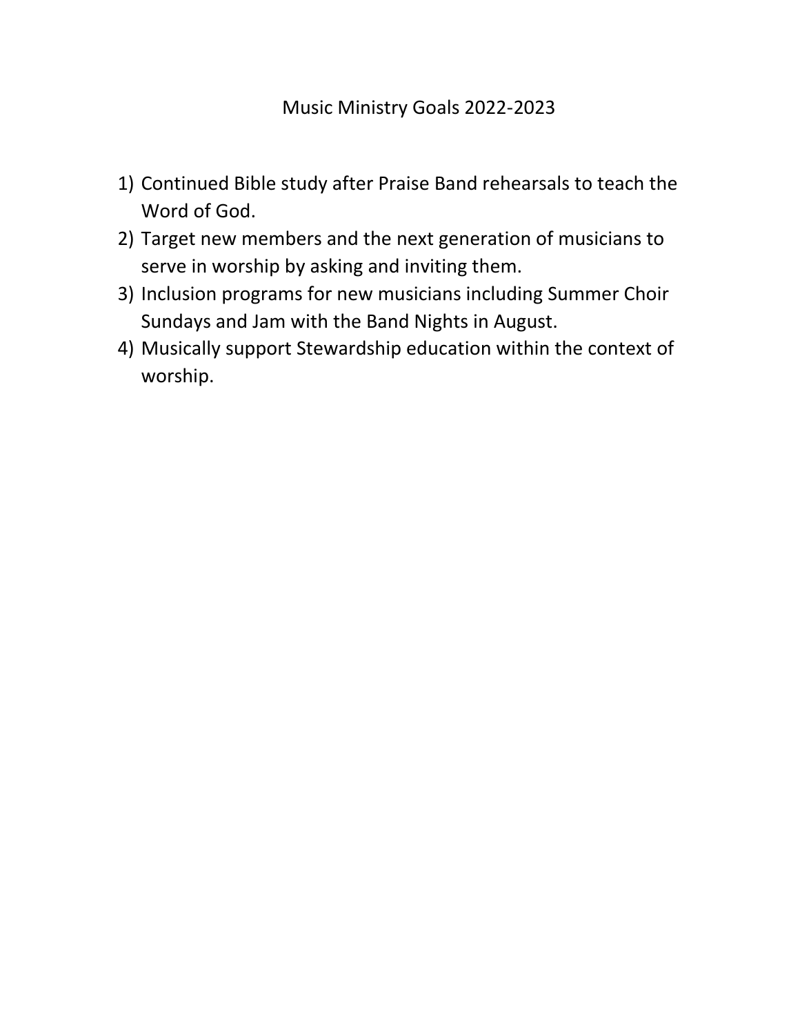# Music Ministry Goals 2022-2023

1) Continued Bible study after Praise Band rehearsals to teach the Word of God.
2) Target new members and the next generation of musicians to serve in worship by asking and inviting them.
3) Inclusion programs for new musicians including Summer Choir Sundays and Jam with the Band Nights in August.
4) Musically support Stewardship education within the context of worship.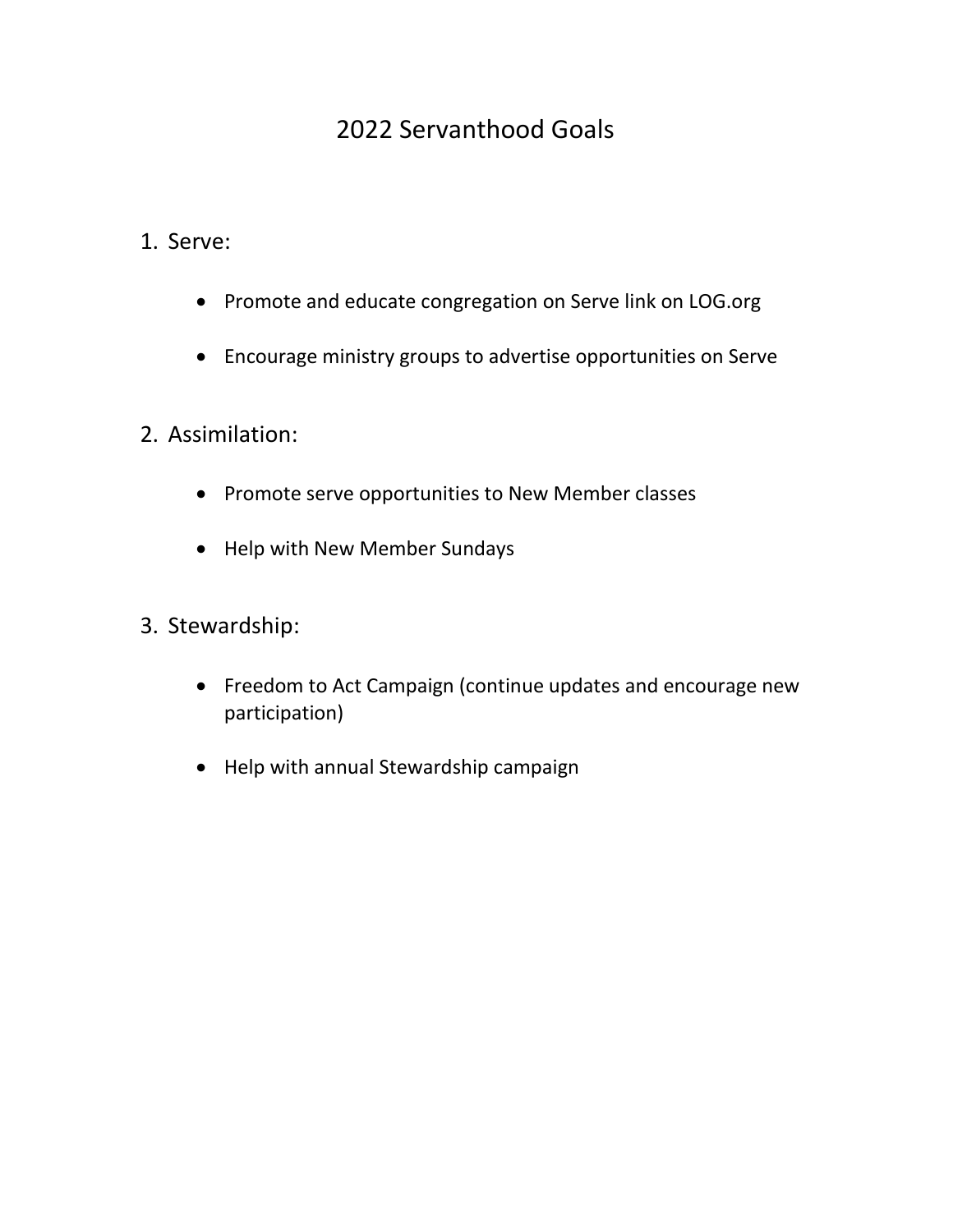# 2022 Servanthood Goals

1. Serve:

    - Promote and educate congregation on Serve link on LOG.org

    - Encourage ministry groups to advertise opportunities on Serve

2. Assimilation:

    - Promote serve opportunities to New Member classes

    - Help with New Member Sundays

3. Stewardship:

    - Freedom to Act Campaign (continue updates and encourage new participation)

    - Help with annual Stewardship campaign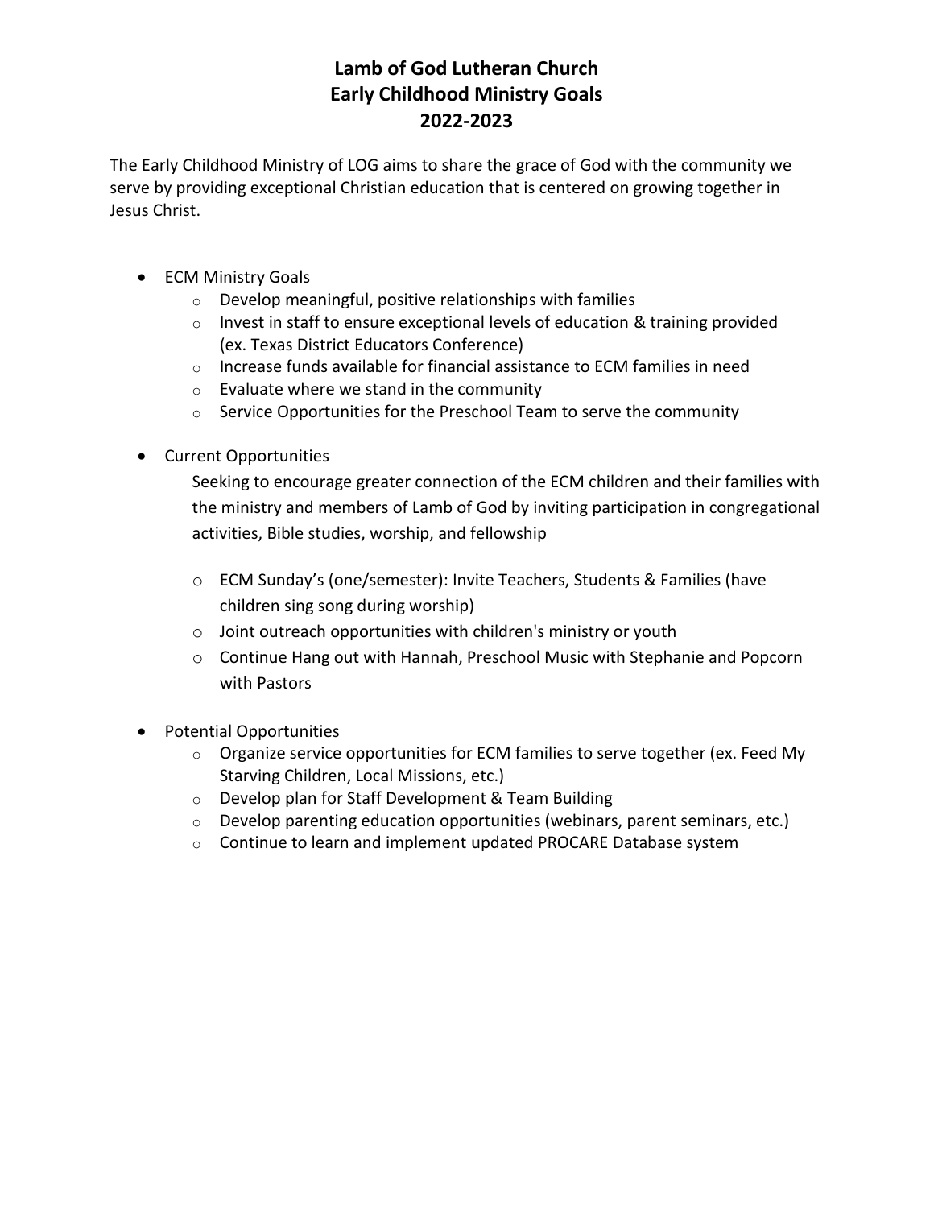# Lamb of God Lutheran Church
# Early Childhood Ministry Goals
# 2022-2023

The Early Childhood Ministry of LOG aims to share the grace of God with the community we serve by providing exceptional Christian education that is centered on growing together in Jesus Christ.

- ECM Ministry Goals
  - Develop meaningful, positive relationships with families
  - Invest in staff to ensure exceptional levels of education & training provided (ex. Texas District Educators Conference)
  - Increase funds available for financial assistance to ECM families in need
  - Evaluate where we stand in the community
  - Service Opportunities for the Preschool Team to serve the community

- Current Opportunities

  Seeking to encourage greater connection of the ECM children and their families with the ministry and members of Lamb of God by inviting participation in congregational activities, Bible studies, worship, and fellowship

  - ECM Sunday's (one/semester): Invite Teachers, Students & Families (have children sing song during worship)
  - Joint outreach opportunities with children's ministry or youth
  - Continue Hang out with Hannah, Preschool Music with Stephanie and Popcorn with Pastors

- Potential Opportunities
  - Organize service opportunities for ECM families to serve together (ex. Feed My Starving Children, Local Missions, etc.)
  - Develop plan for Staff Development & Team Building
  - Develop parenting education opportunities (webinars, parent seminars, etc.)
  - Continue to learn and implement updated PROCARE Database system